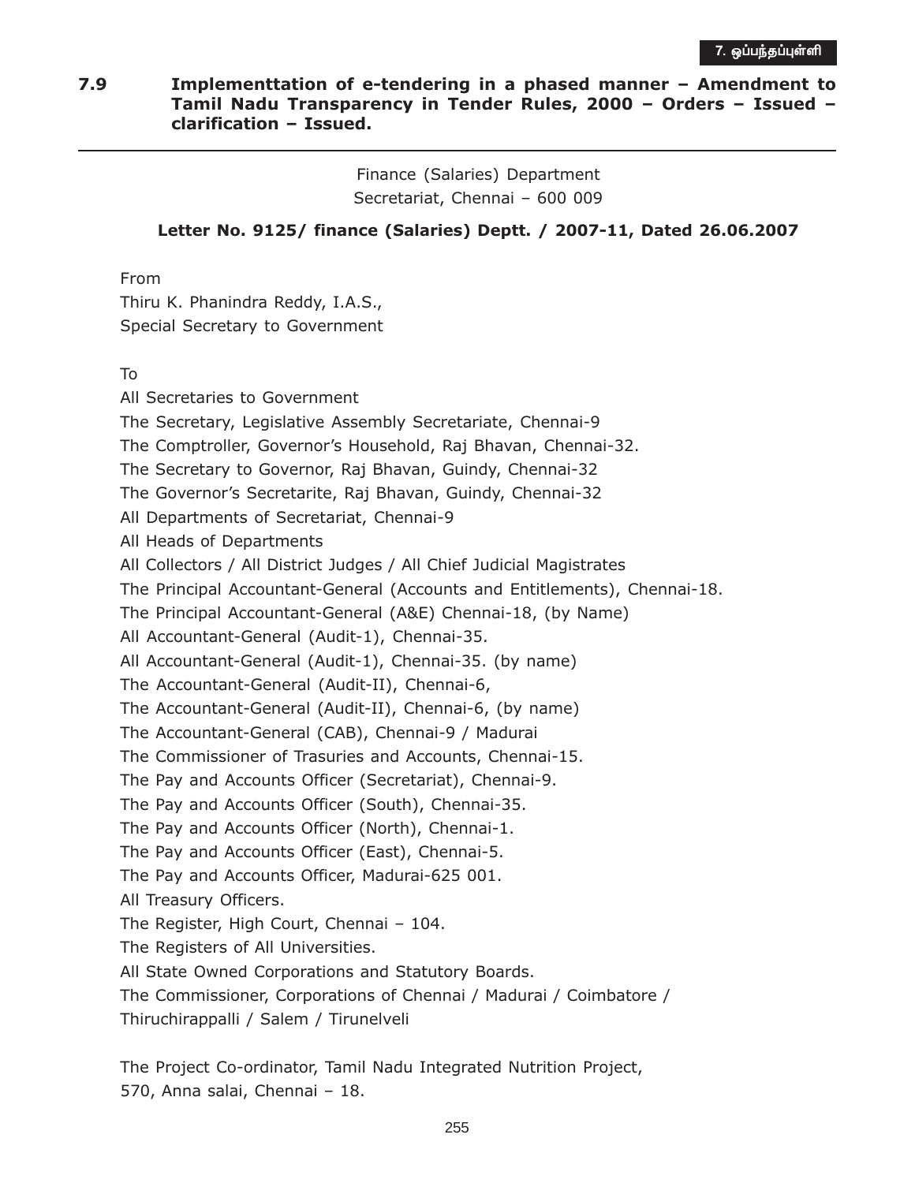## 7.9 Implementtation of e-tendering in a phased manner – Amendment to Tamil Nadu Transparency in Tender Rules, 2000 – Orders – Issued – clarification – Issued.

Finance (Salaries) Department
Secretariat, Chennai – 600 009

**Letter No. 9125/ finance (Salaries) Deptt. / 2007-11, Dated 26.06.2007**

From
Thiru K. Phanindra Reddy, I.A.S.,
Special Secretary to Government

To
All Secretaries to Government
The Secretary, Legislative Assembly Secretariate, Chennai-9
The Comptroller, Governor's Household, Raj Bhavan, Chennai-32.
The Secretary to Governor, Raj Bhavan, Guindy, Chennai-32
The Governor's Secretarite, Raj Bhavan, Guindy, Chennai-32
All Departments of Secretariat, Chennai-9
All Heads of Departments
All Collectors / All District Judges / All Chief Judicial Magistrates
The Principal Accountant-General (Accounts and Entitlements), Chennai-18.
The Principal Accountant-General (A&E) Chennai-18, (by Name)
All Accountant-General (Audit-1), Chennai-35.
All Accountant-General (Audit-1), Chennai-35. (by name)
The Accountant-General (Audit-II), Chennai-6,
The Accountant-General (Audit-II), Chennai-6, (by name)
The Accountant-General (CAB), Chennai-9 / Madurai
The Commissioner of Trasuries and Accounts, Chennai-15.
The Pay and Accounts Officer (Secretariat), Chennai-9.
The Pay and Accounts Officer (South), Chennai-35.
The Pay and Accounts Officer (North), Chennai-1.
The Pay and Accounts Officer (East), Chennai-5.
The Pay and Accounts Officer, Madurai-625 001.
All Treasury Officers.
The Register, High Court, Chennai – 104.
The Registers of All Universities.
All State Owned Corporations and Statutory Boards.
The Commissioner, Corporations of Chennai / Madurai / Coimbatore / Thiruchirappalli / Salem / Tirunelveli

The Project Co-ordinator, Tamil Nadu Integrated Nutrition Project,
570, Anna salai, Chennai – 18.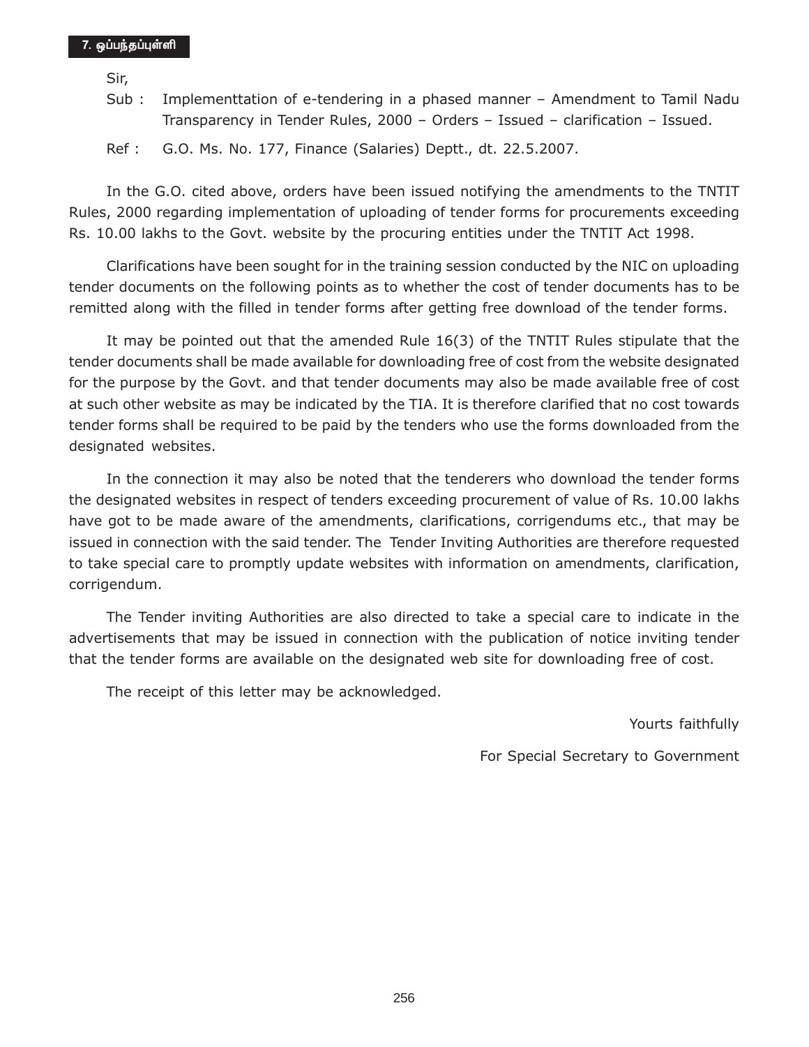Sir,

Sub : Implementtation of e-tendering in a phased manner – Amendment to Tamil Nadu Transparency in Tender Rules, 2000 – Orders – Issued – clarification – Issued.

Ref : G.O. Ms. No. 177, Finance (Salaries) Deptt., dt. 22.5.2007.

In the G.O. cited above, orders have been issued notifying the amendments to the TNTIT Rules, 2000 regarding implementation of uploading of tender forms for procurements exceeding Rs. 10.00 lakhs to the Govt. website by the procuring entities under the TNTIT Act 1998.

Clarifications have been sought for in the training session conducted by the NIC on uploading tender documents on the following points as to whether the cost of tender documents has to be remitted along with the filled in tender forms after getting free download of the tender forms.

It may be pointed out that the amended Rule 16(3) of the TNTIT Rules stipulate that the tender documents shall be made available for downloading free of cost from the website designated for the purpose by the Govt. and that tender documents may also be made available free of cost at such other website as may be indicated by the TIA. It is therefore clarified that no cost towards tender forms shall be required to be paid by the tenders who use the forms downloaded from the designated websites.

In the connection it may also be noted that the tenderers who download the tender forms the designated websites in respect of tenders exceeding procurement of value of Rs. 10.00 lakhs have got to be made aware of the amendments, clarifications, corrigendums etc., that may be issued in connection with the said tender. The Tender Inviting Authorities are therefore requested to take special care to promptly update websites with information on amendments, clarification, corrigendum.

The Tender inviting Authorities are also directed to take a special care to indicate in the advertisements that may be issued in connection with the publication of notice inviting tender that the tender forms are available on the designated web site for downloading free of cost.

The receipt of this letter may be acknowledged.

Yourts faithfully

For Special Secretary to Government